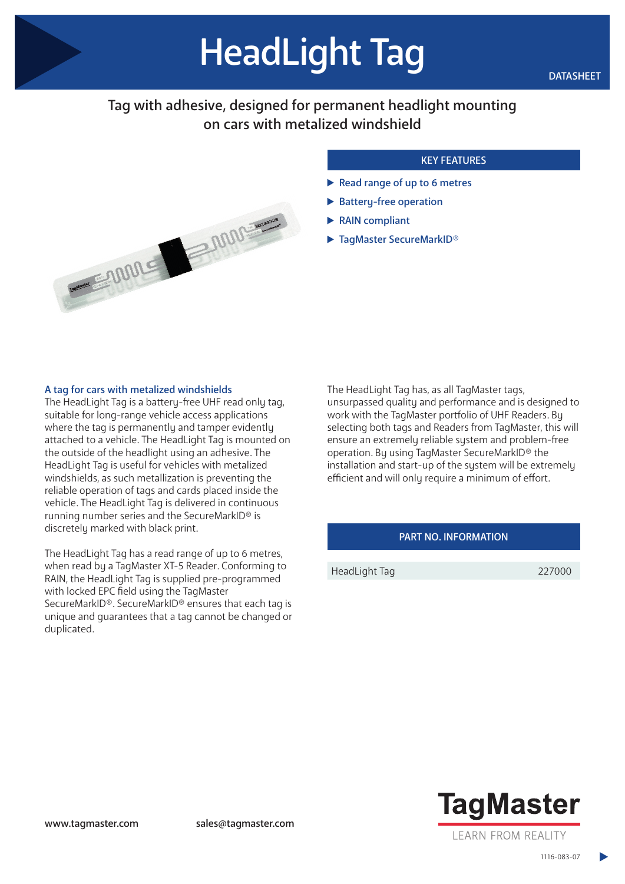# HeadLight Tag

DATASHEET

## Tag with adhesive, designed for permanent headlight mounting on cars with metalized windshield

### KEY FEATURES

- Read range of up to 6 metres
- Battery-free operation
- RAIN compliant
- TagMaster SecureMarkID®

### A tag for cars with metalized windshields

The HeadLight Tag is a battery-free UHF read only tag, suitable for long-range vehicle access applications where the tag is permanently and tamper evidently attached to a vehicle. The HeadLight Tag is mounted on the outside of the headlight using an adhesive. The HeadLight Tag is useful for vehicles with metalized windshields, as such metallization is preventing the reliable operation of tags and cards placed inside the vehicle. The HeadLight Tag is delivered in continuous running number series and the SecureMarkID® is discretely marked with black print.

The HeadLight Tag has a read range of up to 6 metres, when read by a TagMaster XT-5 Reader. Conforming to RAIN, the HeadLight Tag is supplied pre-programmed with locked EPC field using the TagMaster SecureMarkID®. SecureMarkID® ensures that each tag is unique and guarantees that a tag cannot be changed or duplicated.

The HeadLight Tag has, as all TagMaster tags, unsurpassed quality and performance and is designed to work with the TagMaster portfolio of UHF Readers. By selecting both tags and Readers from TagMaster, this will ensure an extremely reliable system and problem-free operation. By using TagMaster SecureMarkID® the installation and start-up of the system will be extremely efficient and will only require a minimum of effort.

### PART NO. INFORMATION

| | |
|---|---|
| HeadLight Tag | 227000 |

www.tagmaster.com sales@tagmaster.com

TagMaster
LEARN FROM REALITY

1116-083-07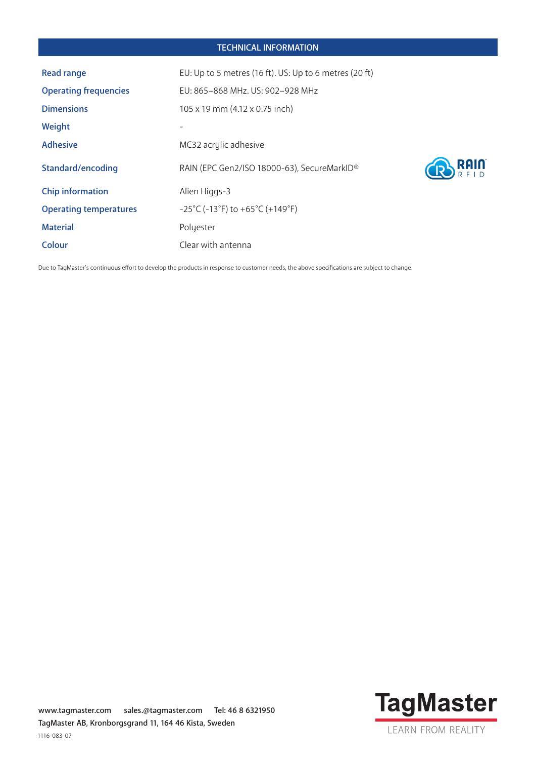## TECHNICAL INFORMATION

| | |
|---|---|
| Read range | EU: Up to 5 metres (16 ft). US: Up to 6 metres (20 ft) |
| Operating frequencies | EU: 865–868 MHz. US: 902–928 MHz |
| Dimensions | 105 x 19 mm (4.12 x 0.75 inch) |
| Weight | - |
| Adhesive | MC32 acrylic adhesive |
| Standard/encoding | RAIN (EPC Gen2/ISO 18000-63), SecureMarkID® |
| Chip information | Alien Higgs-3 |
| Operating temperatures | -25°C (-13°F) to +65°C (+149°F) |
| Material | Polyester |
| Colour | Clear with antenna |

Due to TagMaster's continuous effort to develop the products in response to customer needs, the above specifications are subject to change.

**www.tagmaster.com** **sales.@tagmaster.com** **Tel: 46 8 6321950**
**TagMaster AB, Kronborgsgrand 11, 164 46 Kista, Sweden**

1116-083-07

**TagMaster**
LEARN FROM REALITY